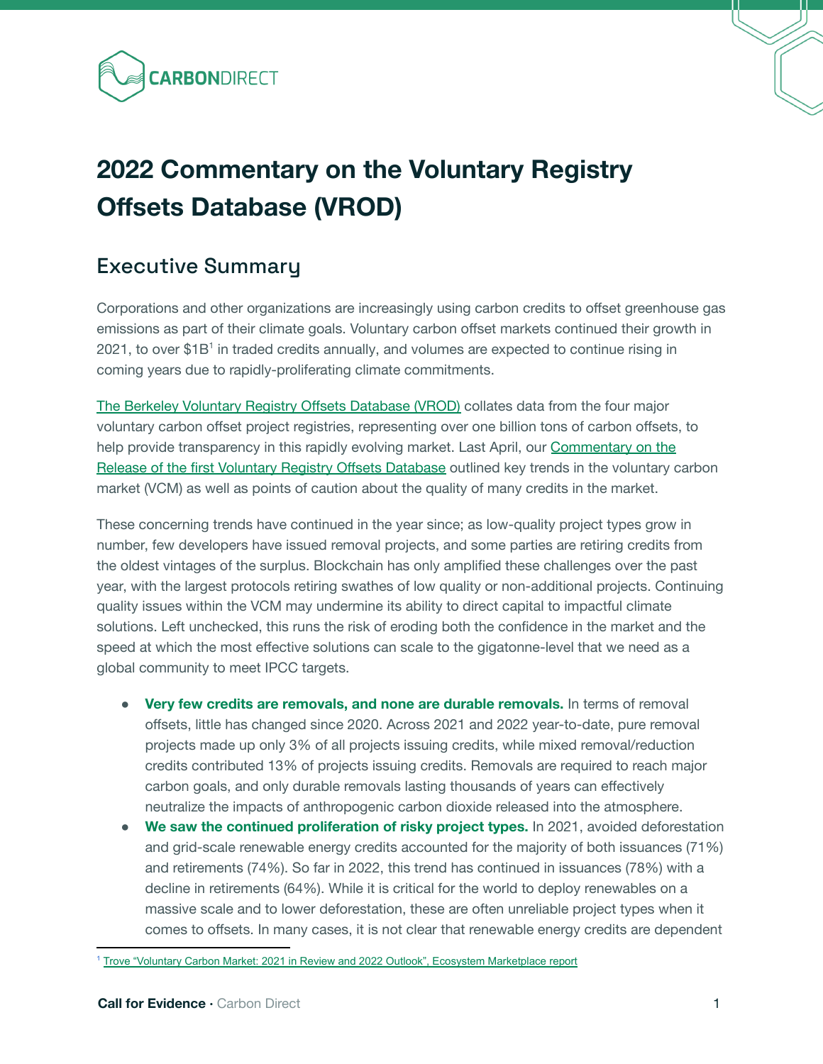# 2022 Commentary on the Voluntary Registry Offsets Database (VROD)

## Executive Summary

Corporations and other organizations are increasingly using carbon credits to offset greenhouse gas emissions as part of their climate goals. Voluntary carbon offset markets continued their growth in 2021, to over $1B[1] in traded credits annually, and volumes are expected to continue rising in coming years due to rapidly-proliferating climate commitments.

[The Berkeley Voluntary Registry Offsets Database (VROD)](#) collates data from the four major voluntary carbon offset project registries, representing over one billion tons of carbon offsets, to help provide transparency in this rapidly evolving market. Last April, our [Commentary on the Release of the first Voluntary Registry Offsets Database](#) outlined key trends in the voluntary carbon market (VCM) as well as points of caution about the quality of many credits in the market.

These concerning trends have continued in the year since; as low-quality project types grow in number, few developers have issued removal projects, and some parties are retiring credits from the oldest vintages of the surplus. Blockchain has only amplified these challenges over the past year, with the largest protocols retiring swathes of low quality or non-additional projects. Continuing quality issues within the VCM may undermine its ability to direct capital to impactful climate solutions. Left unchecked, this runs the risk of eroding both the confidence in the market and the speed at which the most effective solutions can scale to the gigatonne-level that we need as a global community to meet IPCC targets.

- **Very few credits are removals, and none are durable removals.** In terms of removal offsets, little has changed since 2020. Across 2021 and 2022 year-to-date, pure removal projects made up only 3% of all projects issuing credits, while mixed removal/reduction credits contributed 13% of projects issuing credits. Removals are required to reach major carbon goals, and only durable removals lasting thousands of years can effectively neutralize the impacts of anthropogenic carbon dioxide released into the atmosphere.
- **We saw the continued proliferation of risky project types.** In 2021, avoided deforestation and grid-scale renewable energy credits accounted for the majority of both issuances (71%) and retirements (74%). So far in 2022, this trend has continued in issuances (78%) with a decline in retirements (64%). While it is critical for the world to deploy renewables on a massive scale and to lower deforestation, these are often unreliable project types when it comes to offsets. In many cases, it is not clear that renewable energy credits are dependent

[1] [Trove "Voluntary Carbon Market: 2021 in Review and 2022 Outlook", Ecosystem Marketplace report](#)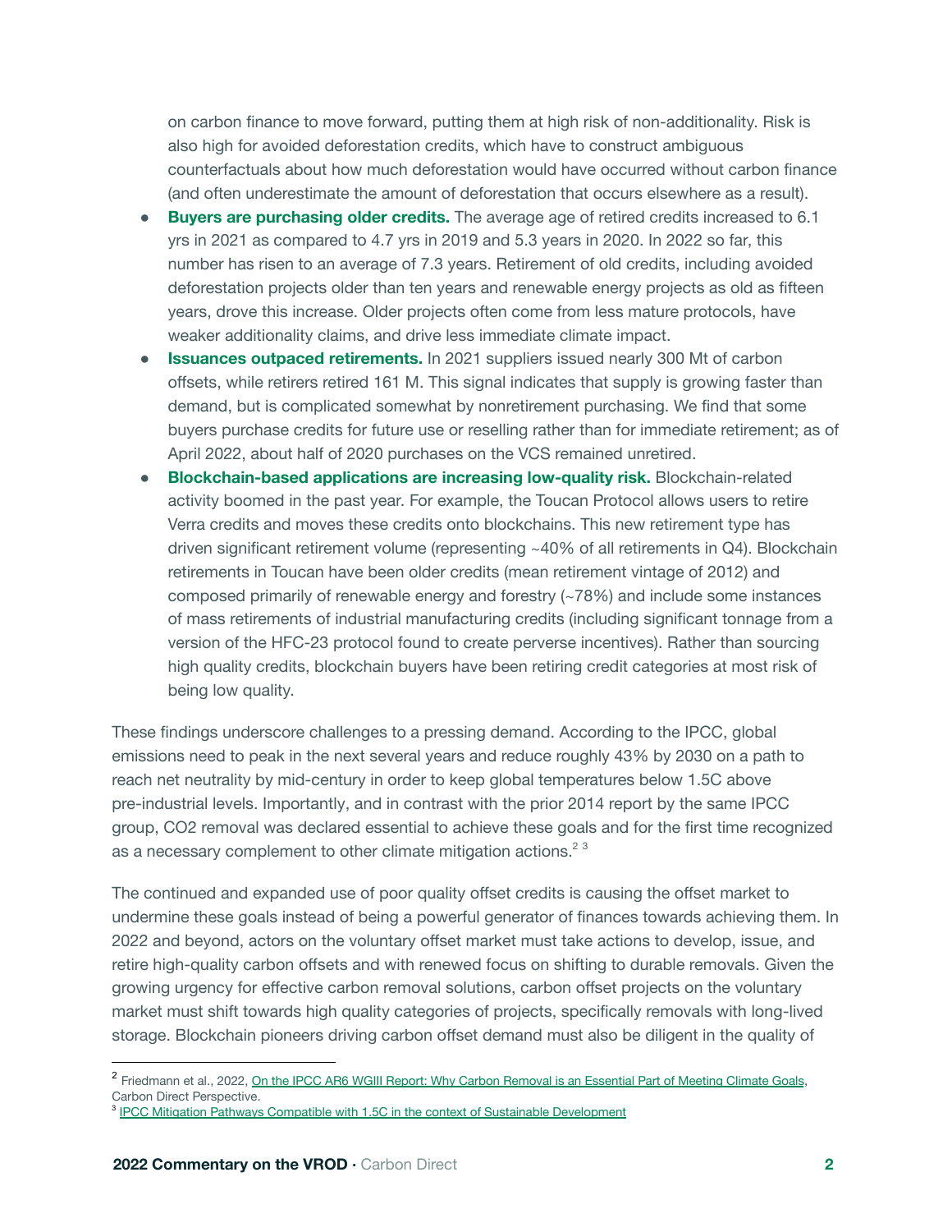on carbon finance to move forward, putting them at high risk of non-additionality. Risk is also high for avoided deforestation credits, which have to construct ambiguous counterfactuals about how much deforestation would have occurred without carbon finance (and often underestimate the amount of deforestation that occurs elsewhere as a result).

- **Buyers are purchasing older credits.** The average age of retired credits increased to 6.1 yrs in 2021 as compared to 4.7 yrs in 2019 and 5.3 years in 2020. In 2022 so far, this number has risen to an average of 7.3 years. Retirement of old credits, including avoided deforestation projects older than ten years and renewable energy projects as old as fifteen years, drove this increase. Older projects often come from less mature protocols, have weaker additionality claims, and drive less immediate climate impact.
- **Issuances outpaced retirements.** In 2021 suppliers issued nearly 300 Mt of carbon offsets, while retirers retired 161 M. This signal indicates that supply is growing faster than demand, but is complicated somewhat by nonretirement purchasing. We find that some buyers purchase credits for future use or reselling rather than for immediate retirement; as of April 2022, about half of 2020 purchases on the VCS remained unretired.
- **Blockchain-based applications are increasing low-quality risk.** Blockchain-related activity boomed in the past year. For example, the Toucan Protocol allows users to retire Verra credits and moves these credits onto blockchains. This new retirement type has driven significant retirement volume (representing ~40% of all retirements in Q4). Blockchain retirements in Toucan have been older credits (mean retirement vintage of 2012) and composed primarily of renewable energy and forestry (~78%) and include some instances of mass retirements of industrial manufacturing credits (including significant tonnage from a version of the HFC-23 protocol found to create perverse incentives). Rather than sourcing high quality credits, blockchain buyers have been retiring credit categories at most risk of being low quality.

These findings underscore challenges to a pressing demand. According to the IPCC, global emissions need to peak in the next several years and reduce roughly 43% by 2030 on a path to reach net neutrality by mid-century in order to keep global temperatures below 1.5C above pre-industrial levels. Importantly, and in contrast with the prior 2014 report by the same IPCC group, CO2 removal was declared essential to achieve these goals and for the first time recognized as a necessary complement to other climate mitigation actions.[2] [3]

The continued and expanded use of poor quality offset credits is causing the offset market to undermine these goals instead of being a powerful generator of finances towards achieving them. In 2022 and beyond, actors on the voluntary offset market must take actions to develop, issue, and retire high-quality carbon offsets and with renewed focus on shifting to durable removals. Given the growing urgency for effective carbon removal solutions, carbon offset projects on the voluntary market must shift towards high quality categories of projects, specifically removals with long-lived storage. Blockchain pioneers driving carbon offset demand must also be diligent in the quality of

---

[2] Friedmann et al., 2022, On the IPCC AR6 WGIII Report: Why Carbon Removal is an Essential Part of Meeting Climate Goals, Carbon Direct Perspective.

[3] IPCC Mitigation Pathways Compatible with 1.5C in the context of Sustainable Development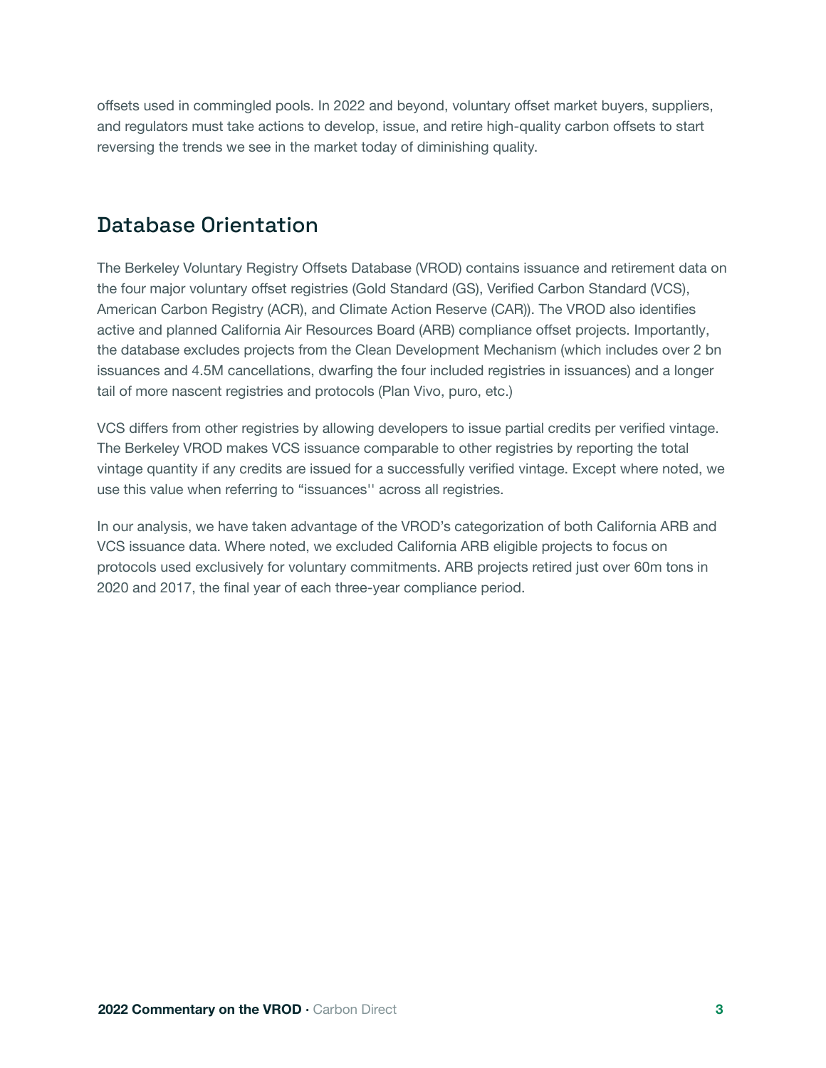offsets used in commingled pools. In 2022 and beyond, voluntary offset market buyers, suppliers, and regulators must take actions to develop, issue, and retire high-quality carbon offsets to start reversing the trends we see in the market today of diminishing quality.

## Database Orientation

The Berkeley Voluntary Registry Offsets Database (VROD) contains issuance and retirement data on the four major voluntary offset registries (Gold Standard (GS), Verified Carbon Standard (VCS), American Carbon Registry (ACR), and Climate Action Reserve (CAR)). The VROD also identifies active and planned California Air Resources Board (ARB) compliance offset projects. Importantly, the database excludes projects from the Clean Development Mechanism (which includes over 2 bn issuances and 4.5M cancellations, dwarfing the four included registries in issuances) and a longer tail of more nascent registries and protocols (Plan Vivo, puro, etc.)

VCS differs from other registries by allowing developers to issue partial credits per verified vintage. The Berkeley VROD makes VCS issuance comparable to other registries by reporting the total vintage quantity if any credits are issued for a successfully verified vintage. Except where noted, we use this value when referring to "issuances'' across all registries.

In our analysis, we have taken advantage of the VROD's categorization of both California ARB and VCS issuance data. Where noted, we excluded California ARB eligible projects to focus on protocols used exclusively for voluntary commitments. ARB projects retired just over 60m tons in 2020 and 2017, the final year of each three-year compliance period.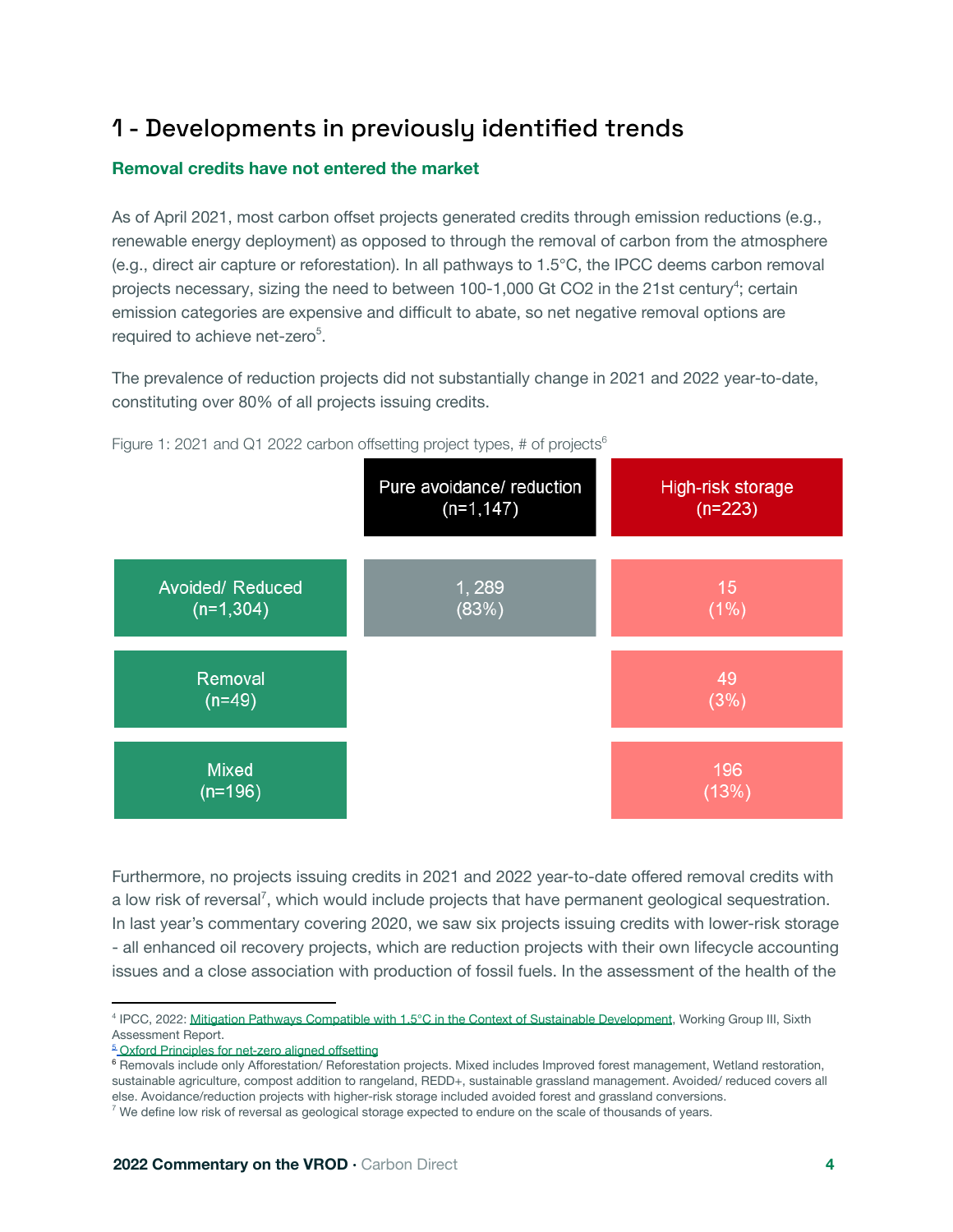# 1 - Developments in previously identified trends

**Removal credits have not entered the market**

As of April 2021, most carbon offset projects generated credits through emission reductions (e.g., renewable energy deployment) as opposed to through the removal of carbon from the atmosphere (e.g., direct air capture or reforestation). In all pathways to 1.5°C, the IPCC deems carbon removal projects necessary, sizing the need to between 100-1,000 Gt $CO_2$ in the 21st century[4]; certain emission categories are expensive and difficult to abate, so net negative removal options are required to achieve net-zero[5].

The prevalence of reduction projects did not substantially change in 2021 and 2022 year-to-date, constituting over 80% of all projects issuing credits.

Figure 1: 2021 and Q1 2022 carbon offsetting project types, # of projects[6]

| | Pure avoidance/ reduction (n=1,147) | High-risk storage (n=223) |
|---|---|---|
| Avoided/ Reduced (n=1,304) | 1, 289 (83%) | 15 (1%) |
| Removal (n=49) | | 49 (3%) |
| Mixed (n=196) | | 196 (13%) |

Furthermore, no projects issuing credits in 2021 and 2022 year-to-date offered removal credits with a low risk of reversal[7], which would include projects that have permanent geological sequestration. In last year's commentary covering 2020, we saw six projects issuing credits with lower-risk storage - all enhanced oil recovery projects, which are reduction projects with their own lifecycle accounting issues and a close association with production of fossil fuels. In the assessment of the health of the

---

[4] IPCC, 2022: Mitigation Pathways Compatible with 1.5°C in the Context of Sustainable Development, Working Group III, Sixth Assessment Report.

[5] Oxford Principles for net-zero aligned offsetting

[6] Removals include only Afforestation/ Reforestation projects. Mixed includes Improved forest management, Wetland restoration, sustainable agriculture, compost addition to rangeland, REDD+, sustainable grassland management. Avoided/ reduced covers all else. Avoidance/reduction projects with higher-risk storage included avoided forest and grassland conversions.

[7] We define low risk of reversal as geological storage expected to endure on the scale of thousands of years.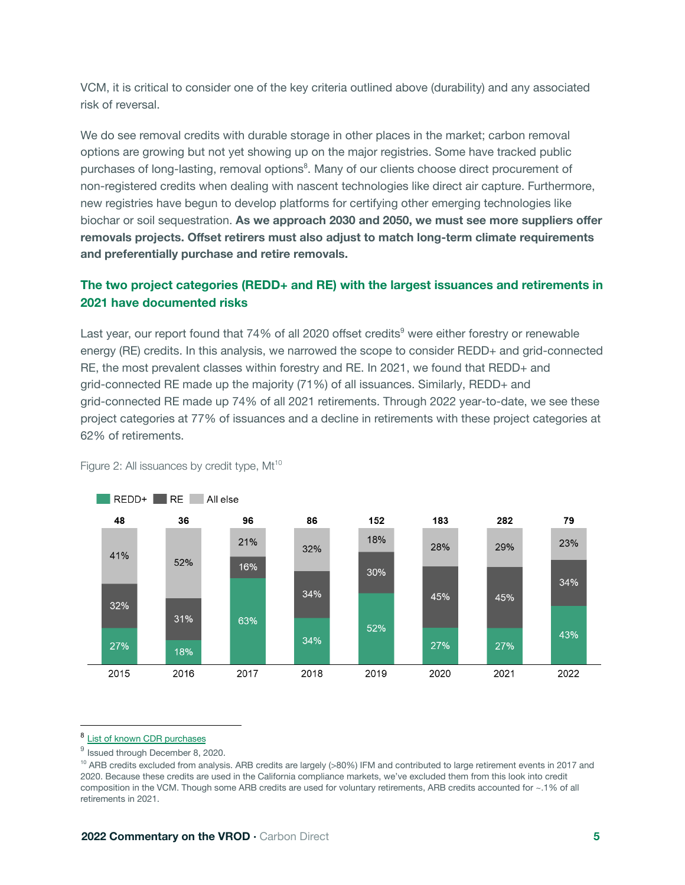VCM, it is critical to consider one of the key criteria outlined above (durability) and any associated risk of reversal.

We do see removal credits with durable storage in other places in the market; carbon removal options are growing but not yet showing up on the major registries. Some have tracked public purchases of long-lasting, removal options[8]. Many of our clients choose direct procurement of non-registered credits when dealing with nascent technologies like direct air capture. Furthermore, new registries have begun to develop platforms for certifying other emerging technologies like biochar or soil sequestration. **As we approach 2030 and 2050, we must see more suppliers offer removals projects. Offset retirers must also adjust to match long-term climate requirements and preferentially purchase and retire removals.**

### The two project categories (REDD+ and RE) with the largest issuances and retirements in 2021 have documented risks

Last year, our report found that 74% of all 2020 offset credits[9] were either forestry or renewable energy (RE) credits. In this analysis, we narrowed the scope to consider REDD+ and grid-connected RE, the most prevalent classes within forestry and RE. In 2021, we found that REDD+ and grid-connected RE made up the majority (71%) of all issuances. Similarly, REDD+ and grid-connected RE made up 74% of all 2021 retirements. Through 2022 year-to-date, we see these project categories at 77% of issuances and a decline in retirements with these project categories at 62% of retirements.

Figure 2: All issuances by credit type, Mt[10]

| Year | Total (Mt) | REDD+ | RE | All else |
|---|---|---|---|---|
| 2015 | 48 | 27% | 32% | 41% |
| 2016 | 36 | 18% | 31% | 52% |
| 2017 | 96 | 63% | 16% | 21% |
| 2018 | 86 | 34% | 34% | 32% |
| 2019 | 152 | 52% | 30% | 18% |
| 2020 | 183 | 27% | 45% | 28% |
| 2021 | 282 | 27% | 45% | 29% |
| 2022 | 79 | 43% | 34% | 23% |

---

[8] List of known CDR purchases

[9] Issued through December 8, 2020.

[10] ARB credits excluded from analysis. ARB credits are largely (>80%) IFM and contributed to large retirement events in 2017 and 2020. Because these credits are used in the California compliance markets, we've excluded them from this look into credit composition in the VCM. Though some ARB credits are used for voluntary retirements, ARB credits accounted for ~.1% of all retirements in 2021.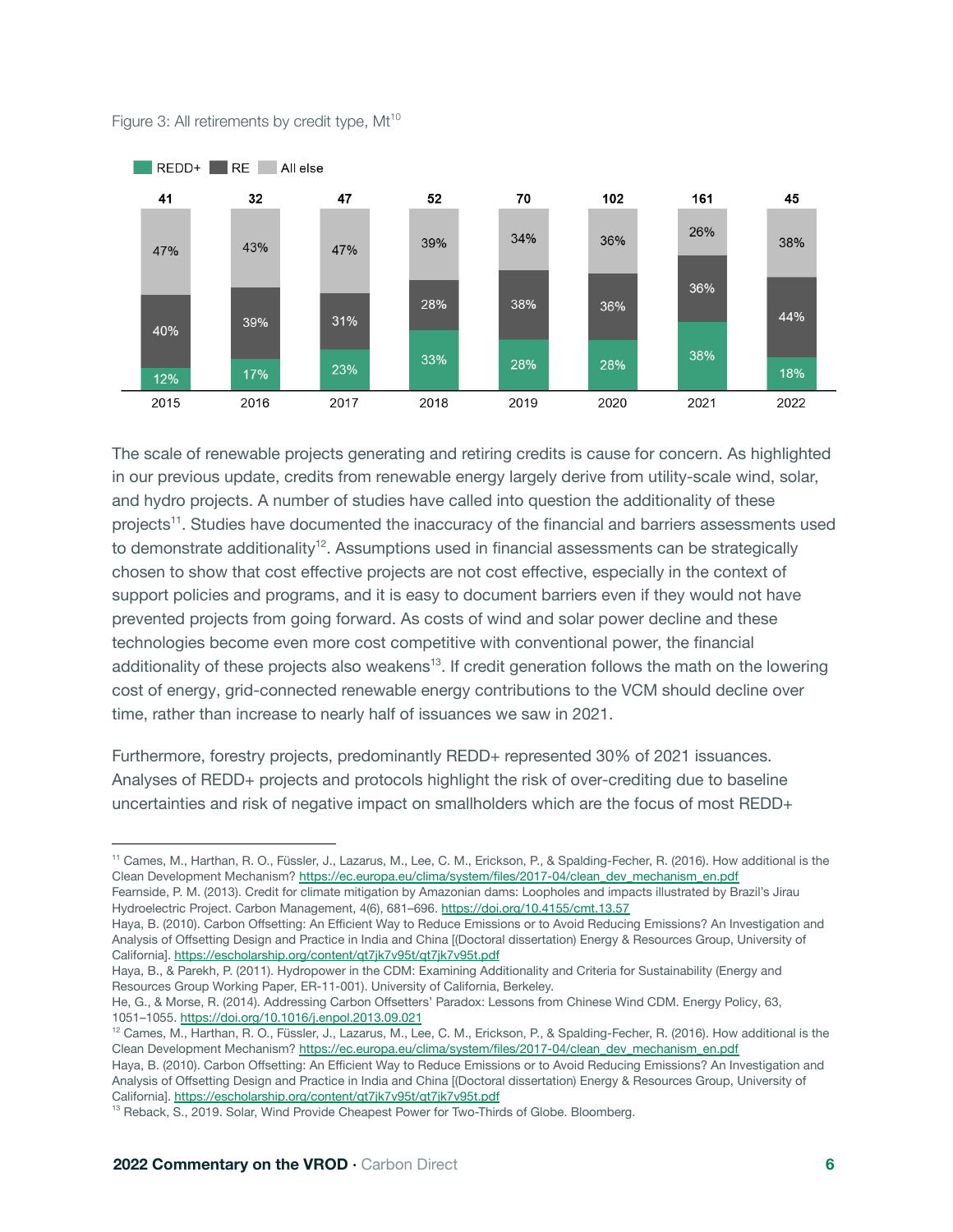Figure 3: All retirements by credit type, Mt[10]

| Year | Total (Mt) | REDD+ | RE | All else |
|---|---|---|---|---|
| 2015 | 41 | 12% | 40% | 47% |
| 2016 | 32 | 17% | 39% | 43% |
| 2017 | 47 | 23% | 31% | 47% |
| 2018 | 52 | 33% | 28% | 39% |
| 2019 | 70 | 28% | 38% | 34% |
| 2020 | 102 | 28% | 36% | 36% |
| 2021 | 161 | 38% | 36% | 26% |
| 2022 | 45 | 18% | 44% | 38% |

The scale of renewable projects generating and retiring credits is cause for concern. As highlighted in our previous update, credits from renewable energy largely derive from utility-scale wind, solar, and hydro projects. A number of studies have called into question the additionality of these projects[11]. Studies have documented the inaccuracy of the financial and barriers assessments used to demonstrate additionality[12]. Assumptions used in financial assessments can be strategically chosen to show that cost effective projects are not cost effective, especially in the context of support policies and programs, and it is easy to document barriers even if they would not have prevented projects from going forward. As costs of wind and solar power decline and these technologies become even more cost competitive with conventional power, the financial additionality of these projects also weakens[13]. If credit generation follows the math on the lowering cost of energy, grid-connected renewable energy contributions to the VCM should decline over time, rather than increase to nearly half of issuances we saw in 2021.

Furthermore, forestry projects, predominantly REDD+ represented 30% of 2021 issuances. Analyses of REDD+ projects and protocols highlight the risk of over-crediting due to baseline uncertainties and risk of negative impact on smallholders which are the focus of most REDD+

---

[11] Cames, M., Harthan, R. O., Füssler, J., Lazarus, M., Lee, C. M., Erickson, P., & Spalding-Fecher, R. (2016). How additional is the Clean Development Mechanism? https://ec.europa.eu/clima/system/files/2017-04/clean_dev_mechanism_en.pdf
Fearnside, P. M. (2013). Credit for climate mitigation by Amazonian dams: Loopholes and impacts illustrated by Brazil's Jirau Hydroelectric Project. Carbon Management, 4(6), 681–696. https://doi.org/10.4155/cmt.13.57
Haya, B. (2010). Carbon Offsetting: An Efficient Way to Reduce Emissions or to Avoid Reducing Emissions? An Investigation and Analysis of Offsetting Design and Practice in India and China [(Doctoral dissertation) Energy & Resources Group, University of California]. https://escholarship.org/content/qt7jk7v95t/qt7jk7v95t.pdf
Haya, B., & Parekh, P. (2011). Hydropower in the CDM: Examining Additionality and Criteria for Sustainability (Energy and Resources Group Working Paper, ER-11-001). University of California, Berkeley.
He, G., & Morse, R. (2014). Addressing Carbon Offsetters' Paradox: Lessons from Chinese Wind CDM. Energy Policy, 63, 1051–1055. https://doi.org/10.1016/j.enpol.2013.09.021

[12] Cames, M., Harthan, R. O., Füssler, J., Lazarus, M., Lee, C. M., Erickson, P., & Spalding-Fecher, R. (2016). How additional is the Clean Development Mechanism? https://ec.europa.eu/clima/system/files/2017-04/clean_dev_mechanism_en.pdf
Haya, B. (2010). Carbon Offsetting: An Efficient Way to Reduce Emissions or to Avoid Reducing Emissions? An Investigation and Analysis of Offsetting Design and Practice in India and China [(Doctoral dissertation) Energy & Resources Group, University of California]. https://escholarship.org/content/qt7jk7v95t/qt7jk7v95t.pdf

[13] Reback, S., 2019. Solar, Wind Provide Cheapest Power for Two-Thirds of Globe. Bloomberg.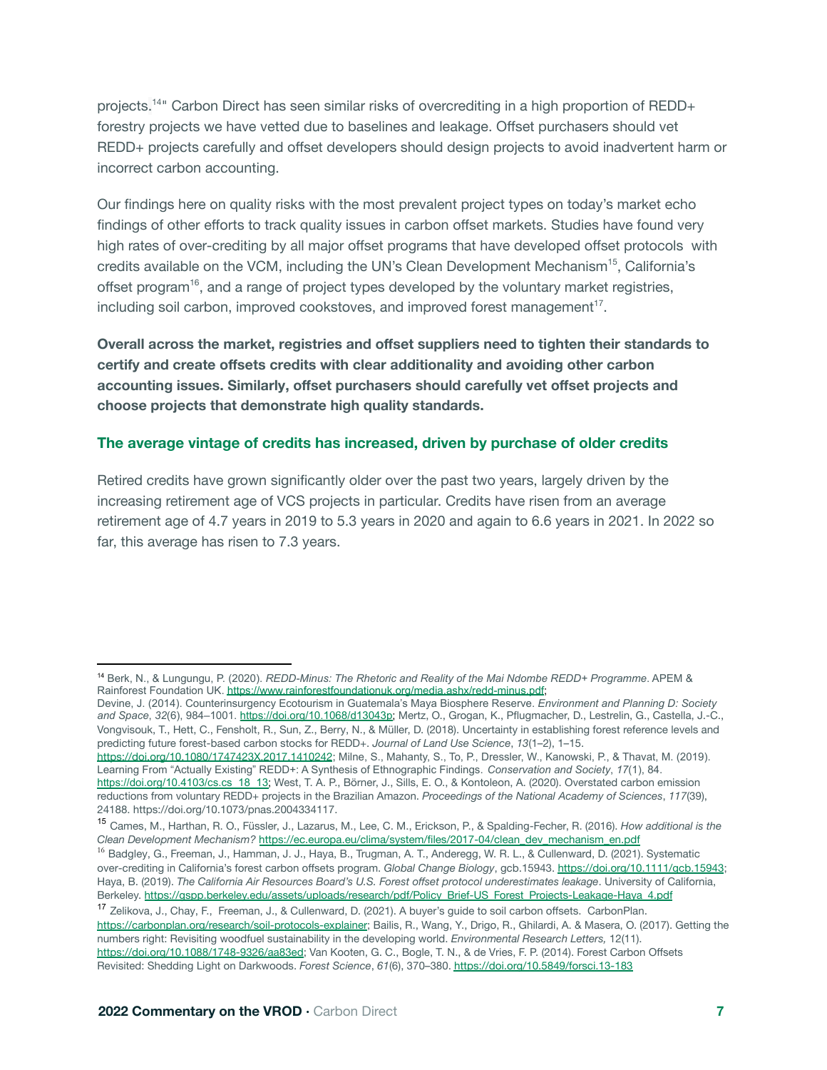projects.[14]" Carbon Direct has seen similar risks of overcrediting in a high proportion of REDD+ forestry projects we have vetted due to baselines and leakage. Offset purchasers should vet REDD+ projects carefully and offset developers should design projects to avoid inadvertent harm or incorrect carbon accounting.

Our findings here on quality risks with the most prevalent project types on today's market echo findings of other efforts to track quality issues in carbon offset markets. Studies have found very high rates of over-crediting by all major offset programs that have developed offset protocols with credits available on the VCM, including the UN's Clean Development Mechanism[15], California's offset program[16], and a range of project types developed by the voluntary market registries, including soil carbon, improved cookstoves, and improved forest management[17].

**Overall across the market, registries and offset suppliers need to tighten their standards to certify and create offsets credits with clear additionality and avoiding other carbon accounting issues. Similarly, offset purchasers should carefully vet offset projects and choose projects that demonstrate high quality standards.**

### The average vintage of credits has increased, driven by purchase of older credits

Retired credits have grown significantly older over the past two years, largely driven by the increasing retirement age of VCS projects in particular. Credits have risen from an average retirement age of 4.7 years in 2019 to 5.3 years in 2020 and again to 6.6 years in 2021. In 2022 so far, this average has risen to 7.3 years.

---

[14] Berk, N., & Lungungu, P. (2020). *REDD-Minus: The Rhetoric and Reality of the Mai Ndombe REDD+ Programme*. APEM & Rainforest Foundation UK. https://www.rainforestfoundationuk.org/media.ashx/redd-minus.pdf; Devine, J. (2014). Counterinsurgency Ecotourism in Guatemala's Maya Biosphere Reserve. *Environment and Planning D: Society and Space*, *32*(6), 984–1001. https://doi.org/10.1068/d13043p; Mertz, O., Grogan, K., Pflugmacher, D., Lestrelin, G., Castella, J.-C., Vongvisouk, T., Hett, C., Fensholt, R., Sun, Z., Berry, N., & Müller, D. (2018). Uncertainty in establishing forest reference levels and predicting future forest-based carbon stocks for REDD+. *Journal of Land Use Science*, *13*(1–2), 1–15. https://doi.org/10.1080/1747423X.2017.1410242; Milne, S., Mahanty, S., To, P., Dressler, W., Kanowski, P., & Thavat, M. (2019). Learning From "Actually Existing" REDD+: A Synthesis of Ethnographic Findings. *Conservation and Society*, *17*(1), 84. https://doi.org/10.4103/cs.cs_18_13; West, T. A. P., Börner, J., Sills, E. O., & Kontoleon, A. (2020). Overstated carbon emission reductions from voluntary REDD+ projects in the Brazilian Amazon. *Proceedings of the National Academy of Sciences*, *117*(39), 24188. https://doi.org/10.1073/pnas.2004334117.

[15] Cames, M., Harthan, R. O., Füssler, J., Lazarus, M., Lee, C. M., Erickson, P., & Spalding-Fecher, R. (2016). *How additional is the Clean Development Mechanism?* https://ec.europa.eu/clima/system/files/2017-04/clean_dev_mechanism_en.pdf

[16] Badgley, G., Freeman, J., Hamman, J. J., Haya, B., Trugman, A. T., Anderegg, W. R. L., & Cullenward, D. (2021). Systematic over-crediting in California's forest carbon offsets program. *Global Change Biology*, gcb.15943. https://doi.org/10.1111/gcb.15943; Haya, B. (2019). *The California Air Resources Board's U.S. Forest offset protocol underestimates leakage*. University of California, Berkeley. https://gspp.berkeley.edu/assets/uploads/research/pdf/Policy_Brief-US_Forest_Projects-Leakage-Haya_4.pdf

[17] Zelikova, J., Chay, F., Freeman, J., & Cullenward, D. (2021). A buyer's guide to soil carbon offsets. CarbonPlan. https://carbonplan.org/research/soil-protocols-explainer; Bailis, R., Wang, Y., Drigo, R., Ghilardi, A. & Masera, O. (2017). Getting the numbers right: Revisiting woodfuel sustainability in the developing world. *Environmental Research Letters,* 12(11). https://doi.org/10.1088/1748-9326/aa83ed; Van Kooten, G. C., Bogle, T. N., & de Vries, F. P. (2014). Forest Carbon Offsets Revisited: Shedding Light on Darkwoods. *Forest Science*, *61*(6), 370–380. https://doi.org/10.5849/forsci.13-183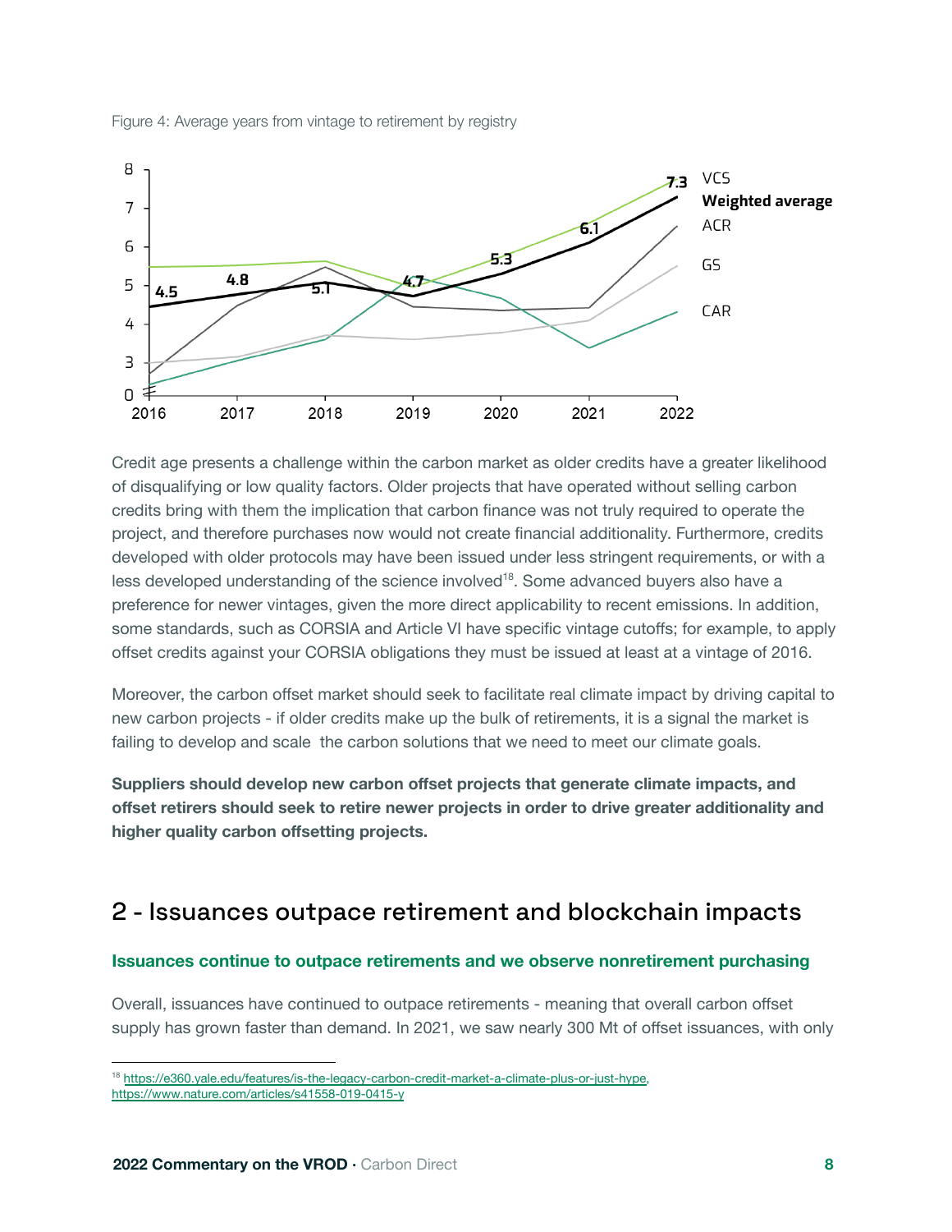Figure 4: Average years from vintage to retirement by registry

Credit age presents a challenge within the carbon market as older credits have a greater likelihood of disqualifying or low quality factors. Older projects that have operated without selling carbon credits bring with them the implication that carbon finance was not truly required to operate the project, and therefore purchases now would not create financial additionality. Furthermore, credits developed with older protocols may have been issued under less stringent requirements, or with a less developed understanding of the science involved[18]. Some advanced buyers also have a preference for newer vintages, given the more direct applicability to recent emissions. In addition, some standards, such as CORSIA and Article VI have specific vintage cutoffs; for example, to apply offset credits against your CORSIA obligations they must be issued at least at a vintage of 2016.

Moreover, the carbon offset market should seek to facilitate real climate impact by driving capital to new carbon projects - if older credits make up the bulk of retirements, it is a signal the market is failing to develop and scale the carbon solutions that we need to meet our climate goals.

**Suppliers should develop new carbon offset projects that generate climate impacts, and offset retirers should seek to retire newer projects in order to drive greater additionality and higher quality carbon offsetting projects.**

## 2 - Issuances outpace retirement and blockchain impacts

### Issuances continue to outpace retirements and we observe nonretirement purchasing

Overall, issuances have continued to outpace retirements - meaning that overall carbon offset supply has grown faster than demand. In 2021, we saw nearly 300 Mt of offset issuances, with only

[18] https://e360.yale.edu/features/is-the-legacy-carbon-credit-market-a-climate-plus-or-just-hype, https://www.nature.com/articles/s41558-019-0415-y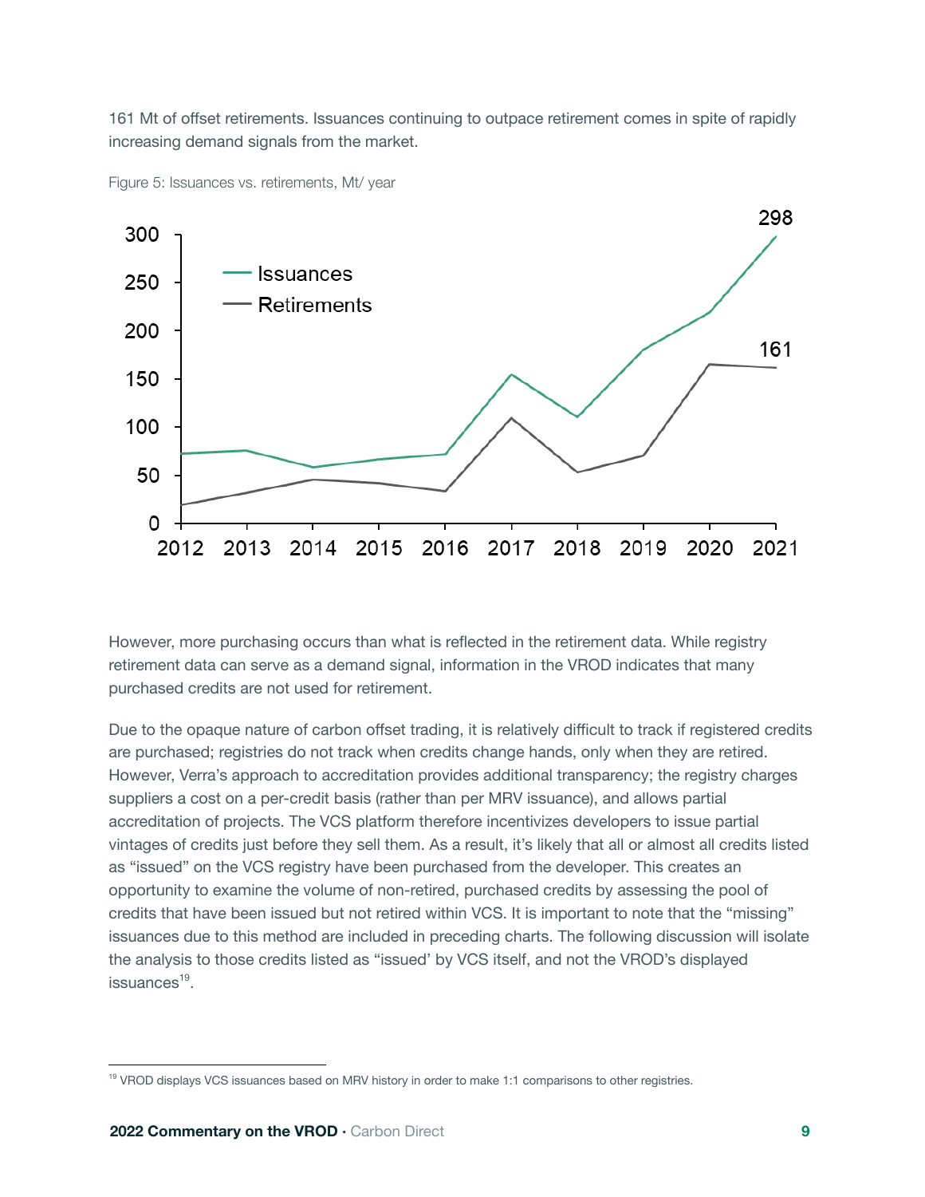161 Mt of offset retirements. Issuances continuing to outpace retirement comes in spite of rapidly increasing demand signals from the market.

Figure 5: Issuances vs. retirements, Mt/ year

However, more purchasing occurs than what is reflected in the retirement data. While registry retirement data can serve as a demand signal, information in the VROD indicates that many purchased credits are not used for retirement.

Due to the opaque nature of carbon offset trading, it is relatively difficult to track if registered credits are purchased; registries do not track when credits change hands, only when they are retired. However, Verra's approach to accreditation provides additional transparency; the registry charges suppliers a cost on a per-credit basis (rather than per MRV issuance), and allows partial accreditation of projects. The VCS platform therefore incentivizes developers to issue partial vintages of credits just before they sell them. As a result, it's likely that all or almost all credits listed as "issued" on the VCS registry have been purchased from the developer. This creates an opportunity to examine the volume of non-retired, purchased credits by assessing the pool of credits that have been issued but not retired within VCS. It is important to note that the "missing" issuances due to this method are included in preceding charts. The following discussion will isolate the analysis to those credits listed as "issued' by VCS itself, and not the VROD's displayed issuances[19].

[19] VROD displays VCS issuances based on MRV history in order to make 1:1 comparisons to other registries.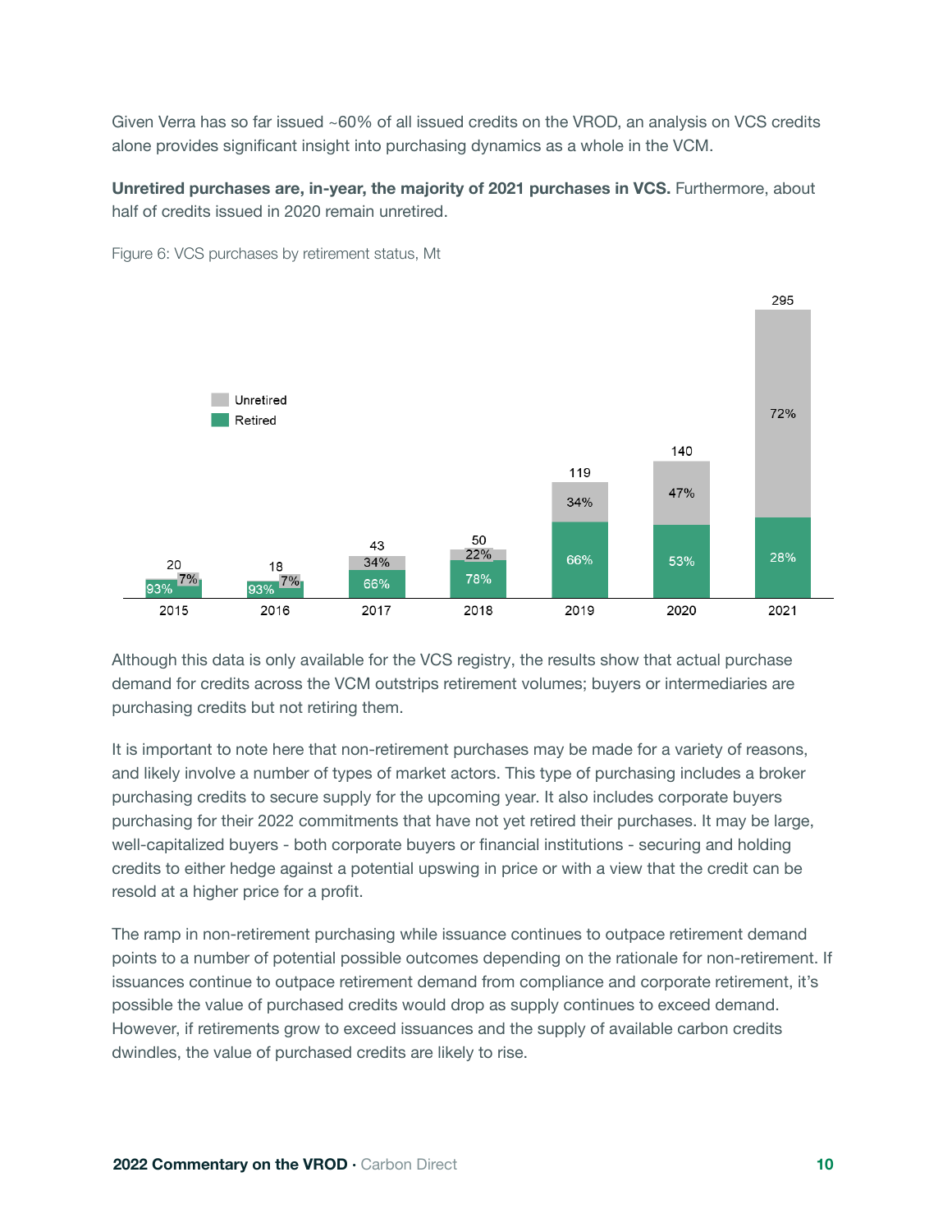Given Verra has so far issued ~60% of all issued credits on the VROD, an analysis on VCS credits alone provides significant insight into purchasing dynamics as a whole in the VCM.

**Unretired purchases are, in-year, the majority of 2021 purchases in VCS.** Furthermore, about half of credits issued in 2020 remain unretired.

Figure 6: VCS purchases by retirement status, Mt

| Year | Total (Mt) | Retired | Unretired |
|---|---|---|---|
| 2015 | 20 | 93% | 7% |
| 2016 | 18 | 93% | 7% |
| 2017 | 43 | 66% | 34% |
| 2018 | 50 | 78% | 22% |
| 2019 | 119 | 66% | 34% |
| 2020 | 140 | 53% | 47% |
| 2021 | 295 | 28% | 72% |

Although this data is only available for the VCS registry, the results show that actual purchase demand for credits across the VCM outstrips retirement volumes; buyers or intermediaries are purchasing credits but not retiring them.

It is important to note here that non-retirement purchases may be made for a variety of reasons, and likely involve a number of types of market actors. This type of purchasing includes a broker purchasing credits to secure supply for the upcoming year. It also includes corporate buyers purchasing for their 2022 commitments that have not yet retired their purchases. It may be large, well-capitalized buyers - both corporate buyers or financial institutions - securing and holding credits to either hedge against a potential upswing in price or with a view that the credit can be resold at a higher price for a profit.

The ramp in non-retirement purchasing while issuance continues to outpace retirement demand points to a number of potential possible outcomes depending on the rationale for non-retirement. If issuances continue to outpace retirement demand from compliance and corporate retirement, it's possible the value of purchased credits would drop as supply continues to exceed demand. However, if retirements grow to exceed issuances and the supply of available carbon credits dwindles, the value of purchased credits are likely to rise.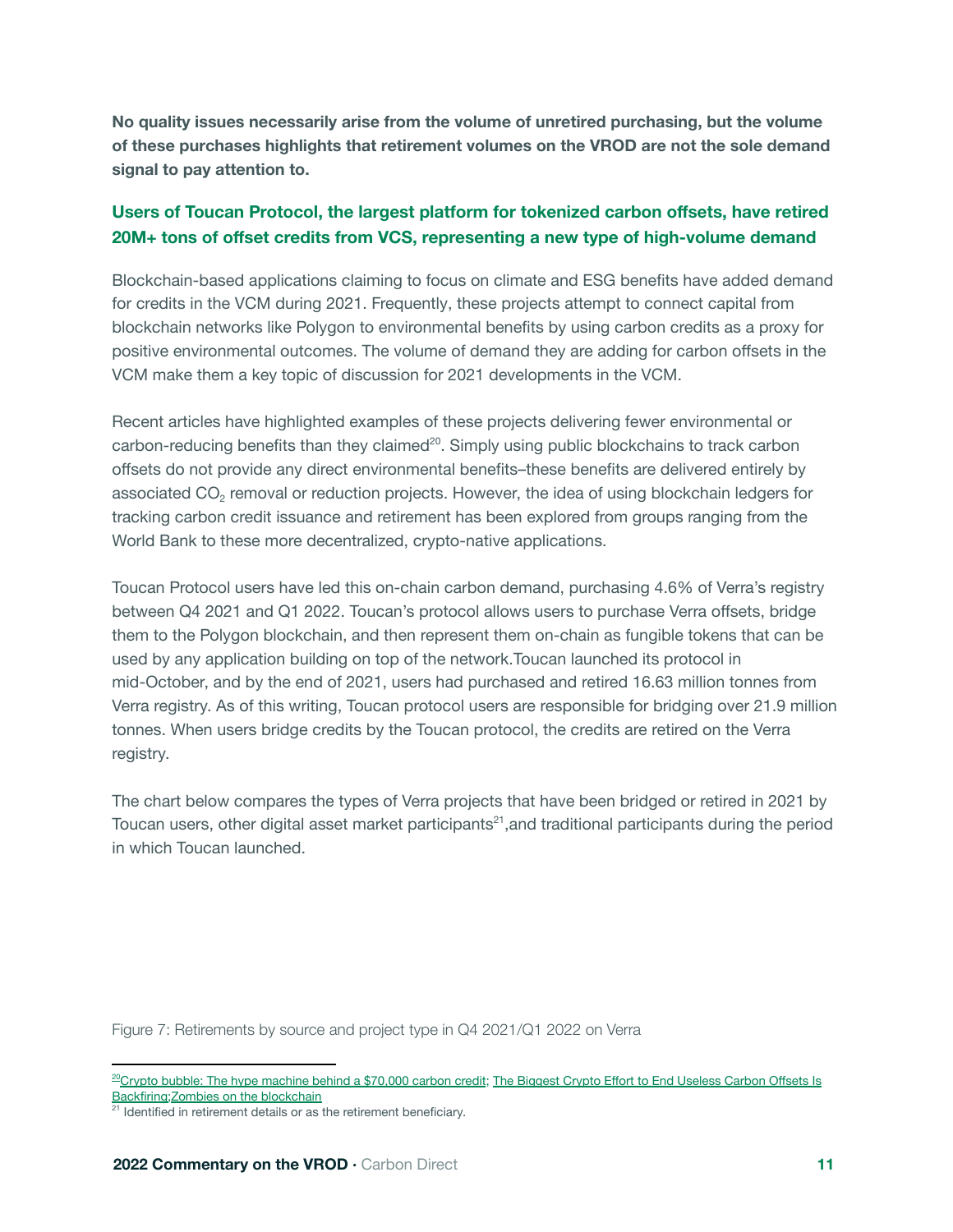**No quality issues necessarily arise from the volume of unretired purchasing, but the volume of these purchases highlights that retirement volumes on the VROD are not the sole demand signal to pay attention to.**

## Users of Toucan Protocol, the largest platform for tokenized carbon offsets, have retired 20M+ tons of offset credits from VCS, representing a new type of high-volume demand

Blockchain-based applications claiming to focus on climate and ESG benefits have added demand for credits in the VCM during 2021. Frequently, these projects attempt to connect capital from blockchain networks like Polygon to environmental benefits by using carbon credits as a proxy for positive environmental outcomes. The volume of demand they are adding for carbon offsets in the VCM make them a key topic of discussion for 2021 developments in the VCM.

Recent articles have highlighted examples of these projects delivering fewer environmental or carbon-reducing benefits than they claimed[20]. Simply using public blockchains to track carbon offsets do not provide any direct environmental benefits–these benefits are delivered entirely by associated $CO_2$ removal or reduction projects. However, the idea of using blockchain ledgers for tracking carbon credit issuance and retirement has been explored from groups ranging from the World Bank to these more decentralized, crypto-native applications.

Toucan Protocol users have led this on-chain carbon demand, purchasing 4.6% of Verra's registry between Q4 2021 and Q1 2022. Toucan's protocol allows users to purchase Verra offsets, bridge them to the Polygon blockchain, and then represent them on-chain as fungible tokens that can be used by any application building on top of the network.Toucan launched its protocol in mid-October, and by the end of 2021, users had purchased and retired 16.63 million tonnes from Verra registry. As of this writing, Toucan protocol users are responsible for bridging over 21.9 million tonnes. When users bridge credits by the Toucan protocol, the credits are retired on the Verra registry.

The chart below compares the types of Verra projects that have been bridged or retired in 2021 by Toucan users, other digital asset market participants[21],and traditional participants during the period in which Toucan launched.

Figure 7: Retirements by source and project type in Q4 2021/Q1 2022 on Verra

---

[20] Crypto bubble: The hype machine behind a $70,000 carbon credit; The Biggest Crypto Effort to End Useless Carbon Offsets Is Backfiring; Zombies on the blockchain

[21] Identified in retirement details or as the retirement beneficiary.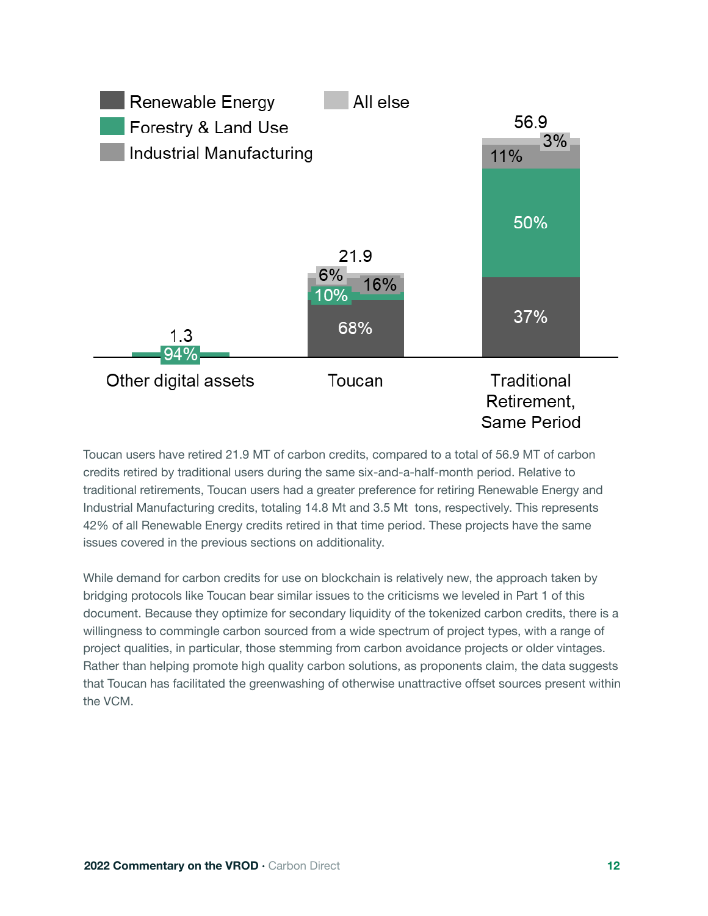| | Other digital assets | Toucan | Traditional Retirement, Same Period |
|---|---|---|---|
| Total | 1.3 | 21.9 | 56.9 |
| Renewable Energy | | 68% | 37% |
| Forestry & Land Use | 94% | 10% | 50% |
| Industrial Manufacturing | | 16% | 11% |
| All else | | 6% | 3% |

Toucan users have retired 21.9 MT of carbon credits, compared to a total of 56.9 MT of carbon credits retired by traditional users during the same six-and-a-half-month period. Relative to traditional retirements, Toucan users had a greater preference for retiring Renewable Energy and Industrial Manufacturing credits, totaling 14.8 Mt and 3.5 Mt tons, respectively. This represents 42% of all Renewable Energy credits retired in that time period. These projects have the same issues covered in the previous sections on additionality.

While demand for carbon credits for use on blockchain is relatively new, the approach taken by bridging protocols like Toucan bear similar issues to the criticisms we leveled in Part 1 of this document. Because they optimize for secondary liquidity of the tokenized carbon credits, there is a willingness to commingle carbon sourced from a wide spectrum of project types, with a range of project qualities, in particular, those stemming from carbon avoidance projects or older vintages. Rather than helping promote high quality carbon solutions, as proponents claim, the data suggests that Toucan has facilitated the greenwashing of otherwise unattractive offset sources present within the VCM.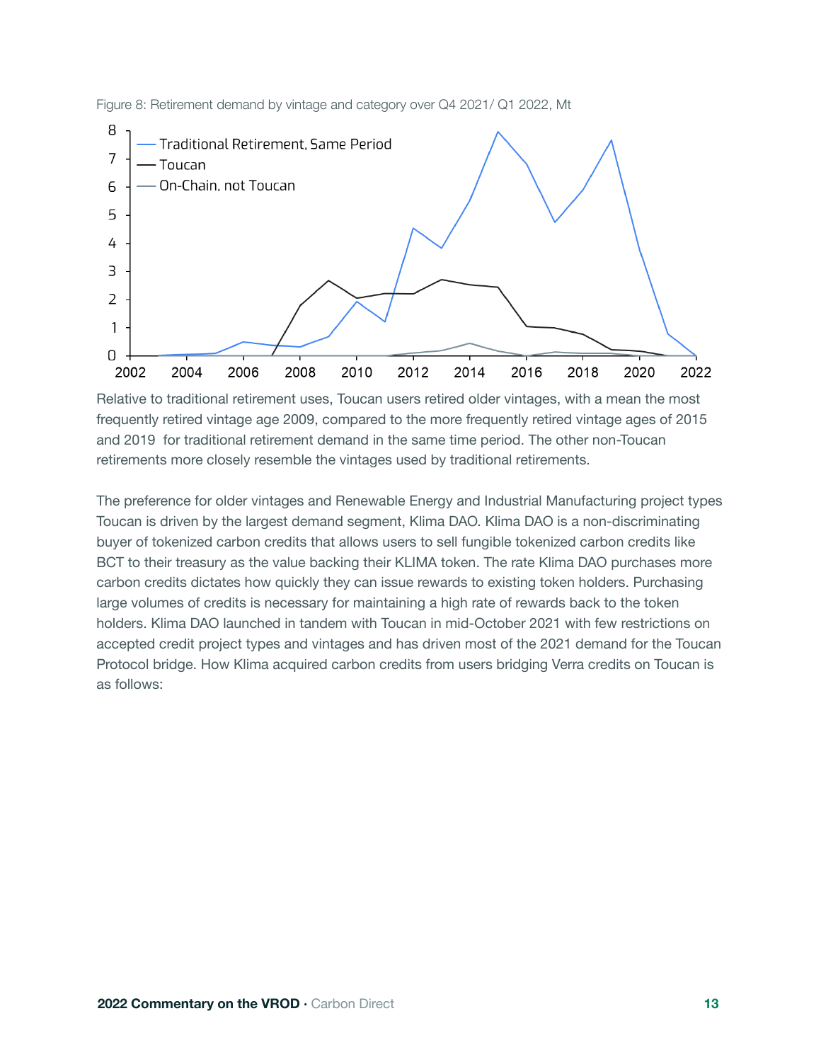Figure 8: Retirement demand by vintage and category over Q4 2021/ Q1 2022, Mt

Relative to traditional retirement uses, Toucan users retired older vintages, with a mean the most frequently retired vintage age 2009, compared to the more frequently retired vintage ages of 2015 and 2019 for traditional retirement demand in the same time period. The other non-Toucan retirements more closely resemble the vintages used by traditional retirements.

The preference for older vintages and Renewable Energy and Industrial Manufacturing project types Toucan is driven by the largest demand segment, Klima DAO. Klima DAO is a non-discriminating buyer of tokenized carbon credits that allows users to sell fungible tokenized carbon credits like BCT to their treasury as the value backing their KLIMA token. The rate Klima DAO purchases more carbon credits dictates how quickly they can issue rewards to existing token holders. Purchasing large volumes of credits is necessary for maintaining a high rate of rewards back to the token holders. Klima DAO launched in tandem with Toucan in mid-October 2021 with few restrictions on accepted credit project types and vintages and has driven most of the 2021 demand for the Toucan Protocol bridge. How Klima acquired carbon credits from users bridging Verra credits on Toucan is as follows: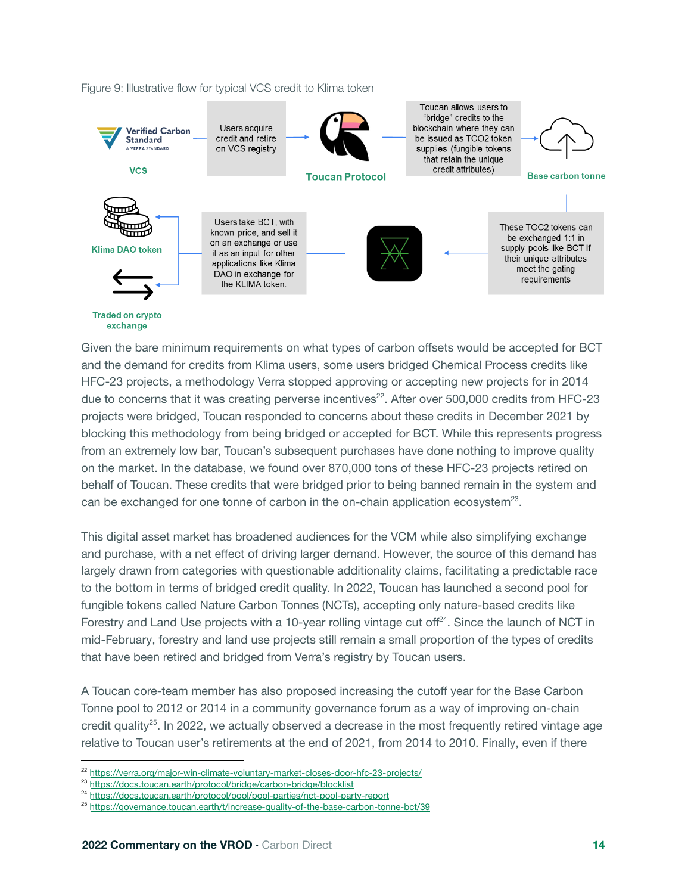Figure 9: Illustrative flow for typical VCS credit to Klima token

Verified Carbon Standard
A VERRA STANDARD

VCS

Users acquire credit and retire on VCS registry

Toucan Protocol

Toucan allows users to "bridge" credits to the blockchain where they can be issued as TCO2 token supplies (fungible tokens that retain the unique credit attributes)

Base carbon tonne

These TOC2 tokens can be exchanged 1:1 in supply pools like BCT if their unique attributes meet the gating requirements

Users take BCT, with known price, and sell it on an exchange or use it as an input for other applications like Klima DAO in exchange for the KLIMA token.

Klima DAO token

Traded on crypto exchange

Given the bare minimum requirements on what types of carbon offsets would be accepted for BCT and the demand for credits from Klima users, some users bridged Chemical Process credits like HFC-23 projects, a methodology Verra stopped approving or accepting new projects for in 2014 due to concerns that it was creating perverse incentives[22]. After over 500,000 credits from HFC-23 projects were bridged, Toucan responded to concerns about these credits in December 2021 by blocking this methodology from being bridged or accepted for BCT. While this represents progress from an extremely low bar, Toucan's subsequent purchases have done nothing to improve quality on the market. In the database, we found over 870,000 tons of these HFC-23 projects retired on behalf of Toucan. These credits that were bridged prior to being banned remain in the system and can be exchanged for one tonne of carbon in the on-chain application ecosystem[23].

This digital asset market has broadened audiences for the VCM while also simplifying exchange and purchase, with a net effect of driving larger demand. However, the source of this demand has largely drawn from categories with questionable additionality claims, facilitating a predictable race to the bottom in terms of bridged credit quality. In 2022, Toucan has launched a second pool for fungible tokens called Nature Carbon Tonnes (NCTs), accepting only nature-based credits like Forestry and Land Use projects with a 10-year rolling vintage cut off[24]. Since the launch of NCT in mid-February, forestry and land use projects still remain a small proportion of the types of credits that have been retired and bridged from Verra's registry by Toucan users.

A Toucan core-team member has also proposed increasing the cutoff year for the Base Carbon Tonne pool to 2012 or 2014 in a community governance forum as a way of improving on-chain credit quality[25]. In 2022, we actually observed a decrease in the most frequently retired vintage age relative to Toucan user's retirements at the end of 2021, from 2014 to 2010. Finally, even if there

---

[22] https://verra.org/major-win-climate-voluntary-market-closes-door-hfc-23-projects/
[23] https://docs.toucan.earth/protocol/bridge/carbon-bridge/blocklist
[24] https://docs.toucan.earth/protocol/pool/pool-parties/nct-pool-party-report
[25] https://governance.toucan.earth/t/increase-quality-of-the-base-carbon-tonne-bct/39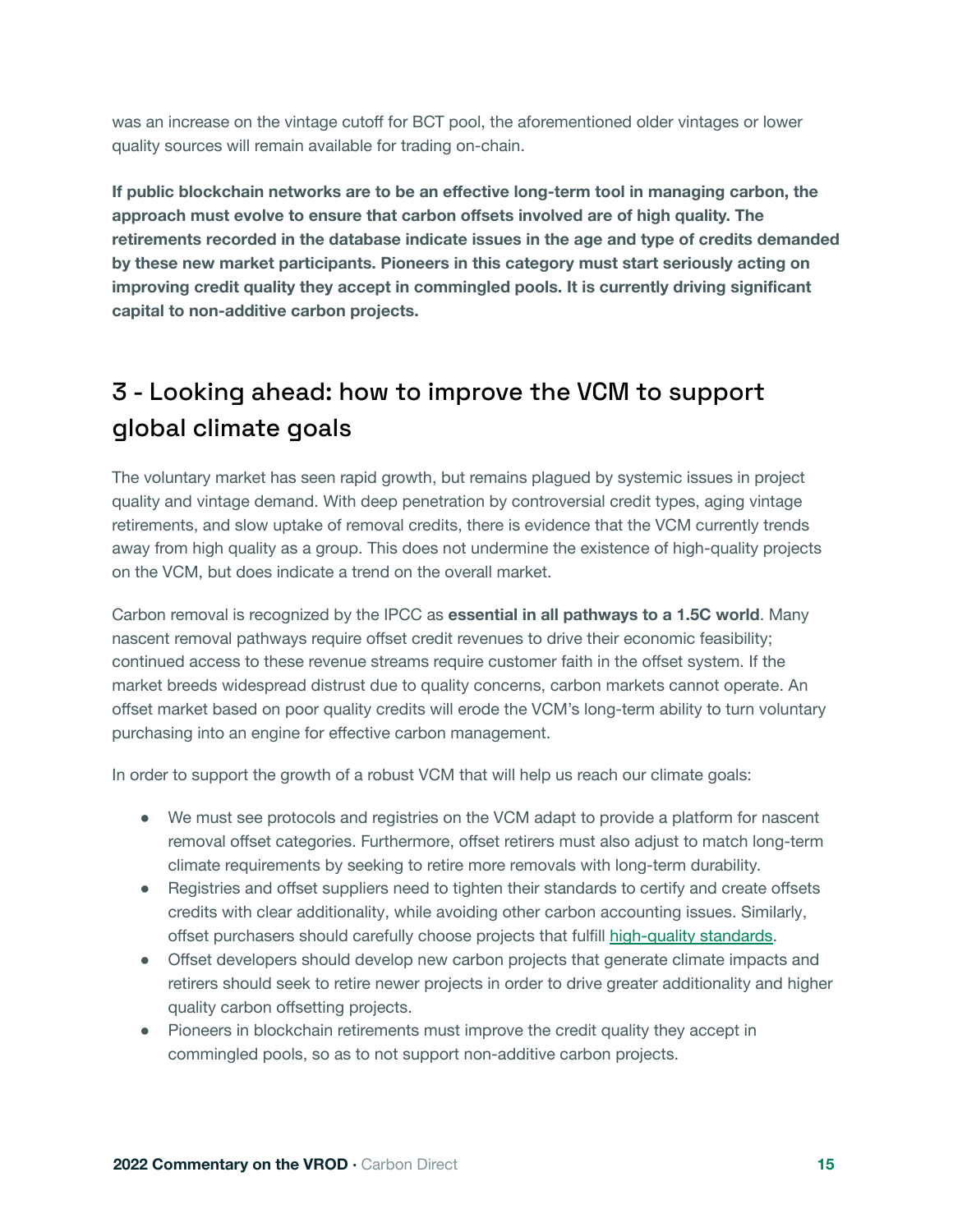was an increase on the vintage cutoff for BCT pool, the aforementioned older vintages or lower quality sources will remain available for trading on-chain.

**If public blockchain networks are to be an effective long-term tool in managing carbon, the approach must evolve to ensure that carbon offsets involved are of high quality. The retirements recorded in the database indicate issues in the age and type of credits demanded by these new market participants. Pioneers in this category must start seriously acting on improving credit quality they accept in commingled pools. It is currently driving significant capital to non-additive carbon projects.**

## 3 - Looking ahead: how to improve the VCM to support global climate goals

The voluntary market has seen rapid growth, but remains plagued by systemic issues in project quality and vintage demand. With deep penetration by controversial credit types, aging vintage retirements, and slow uptake of removal credits, there is evidence that the VCM currently trends away from high quality as a group. This does not undermine the existence of high-quality projects on the VCM, but does indicate a trend on the overall market.

Carbon removal is recognized by the IPCC as **essential in all pathways to a 1.5C world**. Many nascent removal pathways require offset credit revenues to drive their economic feasibility; continued access to these revenue streams require customer faith in the offset system. If the market breeds widespread distrust due to quality concerns, carbon markets cannot operate. An offset market based on poor quality credits will erode the VCM's long-term ability to turn voluntary purchasing into an engine for effective carbon management.

In order to support the growth of a robust VCM that will help us reach our climate goals:

- We must see protocols and registries on the VCM adapt to provide a platform for nascent removal offset categories. Furthermore, offset retirers must also adjust to match long-term climate requirements by seeking to retire more removals with long-term durability.
- Registries and offset suppliers need to tighten their standards to certify and create offsets credits with clear additionality, while avoiding other carbon accounting issues. Similarly, offset purchasers should carefully choose projects that fulfill high-quality standards.
- Offset developers should develop new carbon projects that generate climate impacts and retirers should seek to retire newer projects in order to drive greater additionality and higher quality carbon offsetting projects.
- Pioneers in blockchain retirements must improve the credit quality they accept in commingled pools, so as to not support non-additive carbon projects.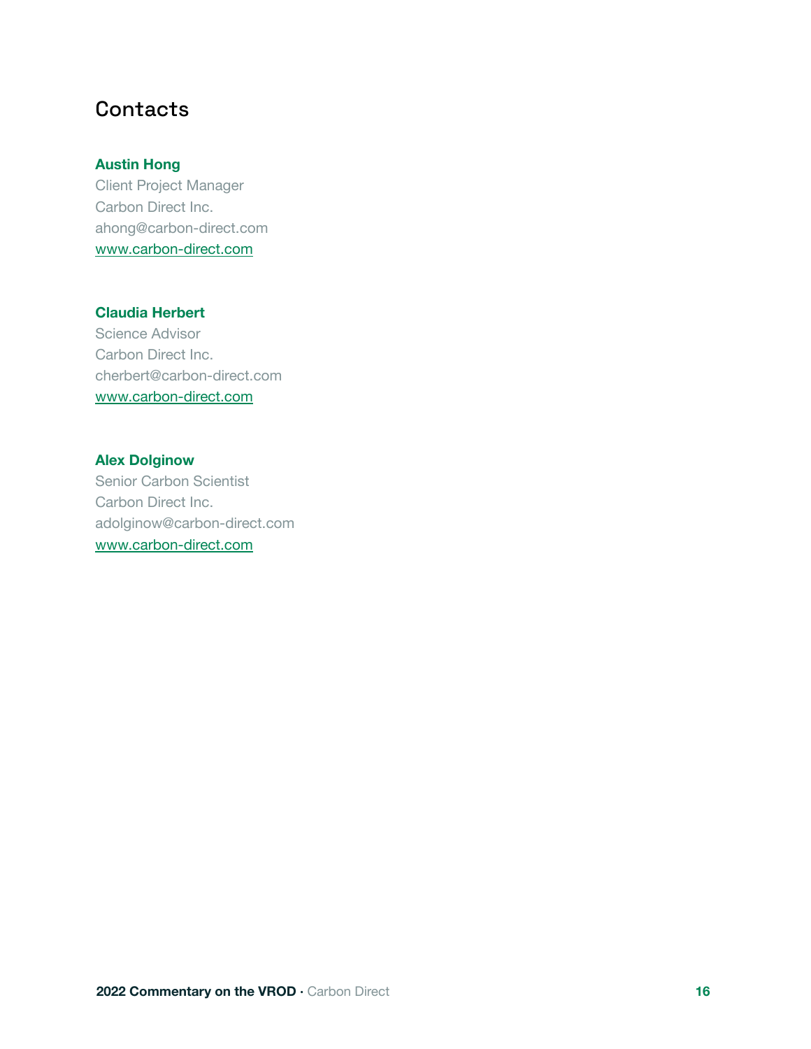# Contacts

**Austin Hong**
Client Project Manager
Carbon Direct Inc.
ahong@carbon-direct.com
www.carbon-direct.com

**Claudia Herbert**
Science Advisor
Carbon Direct Inc.
cherbert@carbon-direct.com
www.carbon-direct.com

**Alex Dolginow**
Senior Carbon Scientist
Carbon Direct Inc.
adolginow@carbon-direct.com
www.carbon-direct.com